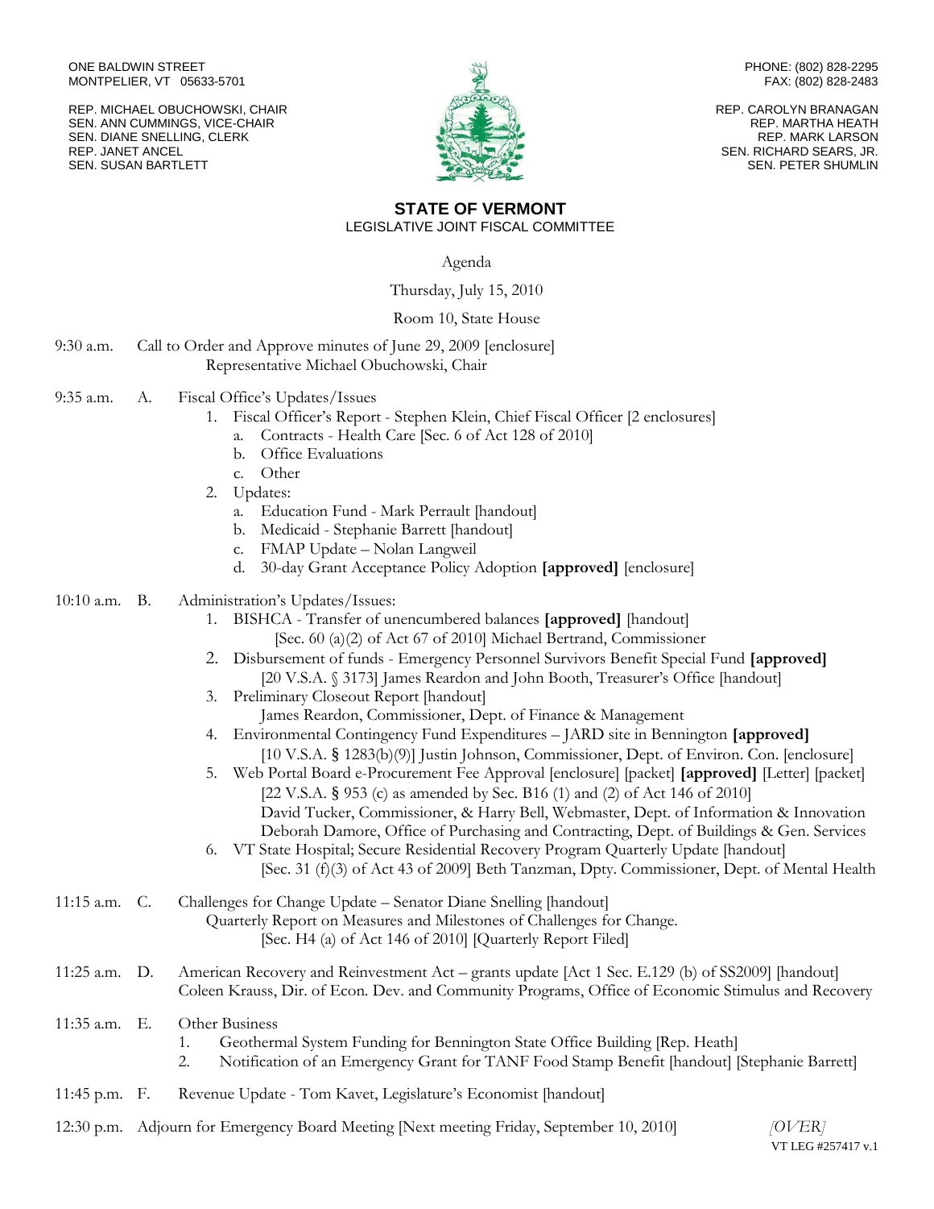ONE BALDWIN STREET
MONTPELIER, VT 05633-5701

PHONE: (802) 828-2295
FAX: (802) 828-2483

REP. MICHAEL OBUCHOWSKI, CHAIR
SEN. ANN CUMMINGS, VICE-CHAIR
SEN. DIANE SNELLING, CLERK
REP. JANET ANCEL
SEN. SUSAN BARTLETT

REP. CAROLYN BRANAGAN
REP. MARTHA HEATH
REP. MARK LARSON
SEN. RICHARD SEARS, JR.
SEN. PETER SHUMLIN

# STATE OF VERMONT

## LEGISLATIVE JOINT FISCAL COMMITTEE

Agenda

Thursday, July 15, 2010

Room 10, State House

9:30 a.m. Call to Order and Approve minutes of June 29, 2009 [enclosure]
Representative Michael Obuchowski, Chair

9:35 a.m. A. Fiscal Office's Updates/Issues

1. Fiscal Officer's Report - Stephen Klein, Chief Fiscal Officer [2 enclosures]
   a. Contracts - Health Care [Sec. 6 of Act 128 of 2010]
   b. Office Evaluations
   c. Other
2. Updates:
   a. Education Fund - Mark Perrault [handout]
   b. Medicaid - Stephanie Barrett [handout]
   c. FMAP Update – Nolan Langweil
   d. 30-day Grant Acceptance Policy Adoption **[approved]** [enclosure]

10:10 a.m. B. Administration's Updates/Issues:

1. BISHCA - Transfer of unencumbered balances **[approved]** [handout]
   [Sec. 60 (a)(2) of Act 67 of 2010] Michael Bertrand, Commissioner
2. Disbursement of funds - Emergency Personnel Survivors Benefit Special Fund **[approved]**
   [20 V.S.A. § 3173] James Reardon and John Booth, Treasurer's Office [handout]
3. Preliminary Closeout Report [handout]
   James Reardon, Commissioner, Dept. of Finance & Management
4. Environmental Contingency Fund Expenditures – JARD site in Bennington **[approved]**
   [10 V.S.A. § 1283(b)(9)] Justin Johnson, Commissioner, Dept. of Environ. Con. [enclosure]
5. Web Portal Board e-Procurement Fee Approval [enclosure] [packet] **[approved]** [Letter] [packet]
   [22 V.S.A. § 953 (c) as amended by Sec. B16 (1) and (2) of Act 146 of 2010]
   David Tucker, Commissioner, & Harry Bell, Webmaster, Dept. of Information & Innovation
   Deborah Damore, Office of Purchasing and Contracting, Dept. of Buildings & Gen. Services
6. VT State Hospital; Secure Residential Recovery Program Quarterly Update [handout]
   [Sec. 31 (f)(3) of Act 43 of 2009] Beth Tanzman, Dpty. Commissioner, Dept. of Mental Health

11:15 a.m. C. Challenges for Change Update – Senator Diane Snelling [handout]
Quarterly Report on Measures and Milestones of Challenges for Change.
[Sec. H4 (a) of Act 146 of 2010] [Quarterly Report Filed]

11:25 a.m. D. American Recovery and Reinvestment Act – grants update [Act 1 Sec. E.129 (b) of SS2009] [handout]
Coleen Krauss, Dir. of Econ. Dev. and Community Programs, Office of Economic Stimulus and Recovery

11:35 a.m. E. Other Business

1. Geothermal System Funding for Bennington State Office Building [Rep. Heath]
2. Notification of an Emergency Grant for TANF Food Stamp Benefit [handout] [Stephanie Barrett]

11:45 p.m. F. Revenue Update - Tom Kavet, Legislature's Economist [handout]

12:30 p.m. Adjourn for Emergency Board Meeting [Next meeting Friday, September 10, 2010]

*[OVER]*

VT LEG #257417 v.1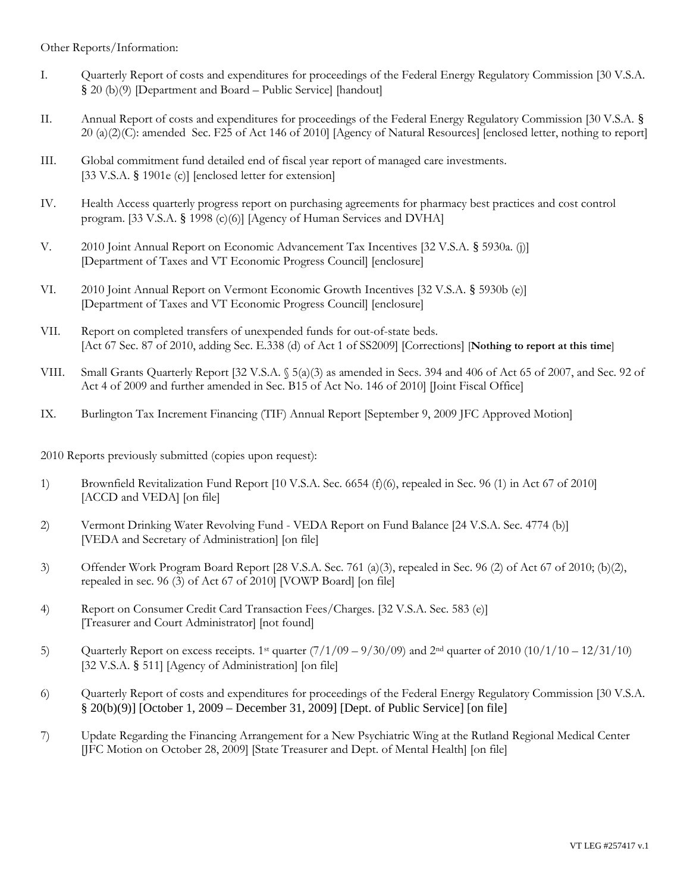Other Reports/Information:

I. Quarterly Report of costs and expenditures for proceedings of the Federal Energy Regulatory Commission [30 V.S.A. § 20 (b)(9) [Department and Board – Public Service] [handout]

II. Annual Report of costs and expenditures for proceedings of the Federal Energy Regulatory Commission [30 V.S.A. § 20 (a)(2)(C): amended Sec. F25 of Act 146 of 2010] [Agency of Natural Resources] [enclosed letter, nothing to report]

III. Global commitment fund detailed end of fiscal year report of managed care investments. [33 V.S.A. § 1901e (c)] [enclosed letter for extension]

IV. Health Access quarterly progress report on purchasing agreements for pharmacy best practices and cost control program. [33 V.S.A. § 1998 (c)(6)] [Agency of Human Services and DVHA]

V. 2010 Joint Annual Report on Economic Advancement Tax Incentives [32 V.S.A. § 5930a. (j)] [Department of Taxes and VT Economic Progress Council] [enclosure]

VI. 2010 Joint Annual Report on Vermont Economic Growth Incentives [32 V.S.A. § 5930b (e)] [Department of Taxes and VT Economic Progress Council] [enclosure]

VII. Report on completed transfers of unexpended funds for out-of-state beds. [Act 67 Sec. 87 of 2010, adding Sec. E.338 (d) of Act 1 of SS2009] [Corrections] [**Nothing to report at this time**]

VIII. Small Grants Quarterly Report [32 V.S.A. § 5(a)(3) as amended in Secs. 394 and 406 of Act 65 of 2007, and Sec. 92 of Act 4 of 2009 and further amended in Sec. B15 of Act No. 146 of 2010] [Joint Fiscal Office]

IX. Burlington Tax Increment Financing (TIF) Annual Report [September 9, 2009 JFC Approved Motion]

2010 Reports previously submitted (copies upon request):

1) Brownfield Revitalization Fund Report [10 V.S.A. Sec. 6654 (f)(6), repealed in Sec. 96 (1) in Act 67 of 2010] [ACCD and VEDA] [on file]

2) Vermont Drinking Water Revolving Fund - VEDA Report on Fund Balance [24 V.S.A. Sec. 4774 (b)] [VEDA and Secretary of Administration] [on file]

3) Offender Work Program Board Report [28 V.S.A. Sec. 761 (a)(3), repealed in Sec. 96 (2) of Act 67 of 2010; (b)(2), repealed in sec. 96 (3) of Act 67 of 2010] [VOWP Board] [on file]

4) Report on Consumer Credit Card Transaction Fees/Charges. [32 V.S.A. Sec. 583 (e)] [Treasurer and Court Administrator] [not found]

5) Quarterly Report on excess receipts. 1st quarter (7/1/09 – 9/30/09) and 2nd quarter of 2010 (10/1/10 – 12/31/10) [32 V.S.A. § 511] [Agency of Administration] [on file]

6) Quarterly Report of costs and expenditures for proceedings of the Federal Energy Regulatory Commission [30 V.S.A. § 20(b)(9)] [October 1, 2009 – December 31, 2009] [Dept. of Public Service] [on file]

7) Update Regarding the Financing Arrangement for a New Psychiatric Wing at the Rutland Regional Medical Center [JFC Motion on October 28, 2009] [State Treasurer and Dept. of Mental Health] [on file]

VT LEG #257417 v.1